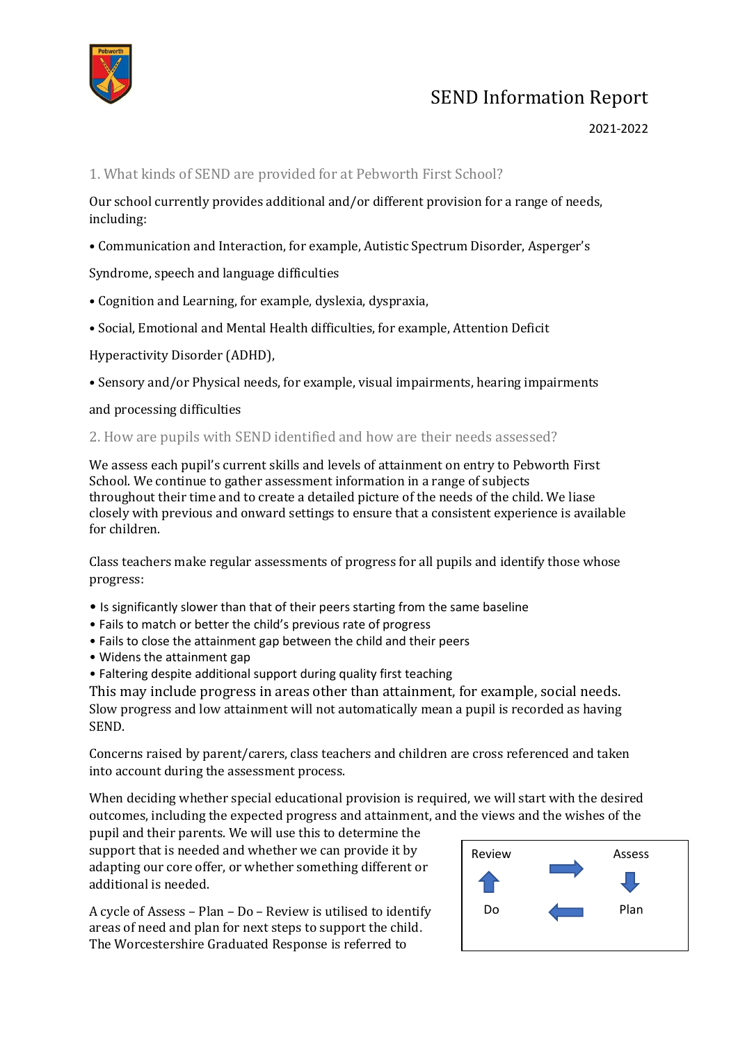# SEND Information Report

2021-2022

## 1. What kinds of SEND are provided for at Pebworth First School?

Our school currently provides additional and/or different provision for a range of needs, including:

- Communication and Interaction, for example, Autistic Spectrum Disorder, Asperger's Syndrome, speech and language difficulties
- Cognition and Learning, for example, dyslexia, dyspraxia,
- Social, Emotional and Mental Health difficulties, for example, Attention Deficit Hyperactivity Disorder (ADHD),
- Sensory and/or Physical needs, for example, visual impairments, hearing impairments and processing difficulties

## 2. How are pupils with SEND identified and how are their needs assessed?

We assess each pupil's current skills and levels of attainment on entry to Pebworth First School. We continue to gather assessment information in a range of subjects throughout their time and to create a detailed picture of the needs of the child. We liase closely with previous and onward settings to ensure that a consistent experience is available for children.

Class teachers make regular assessments of progress for all pupils and identify those whose progress:

- Is significantly slower than that of their peers starting from the same baseline
- Fails to match or better the child's previous rate of progress
- Fails to close the attainment gap between the child and their peers
- Widens the attainment gap
- Faltering despite additional support during quality first teaching

This may include progress in areas other than attainment, for example, social needs. Slow progress and low attainment will not automatically mean a pupil is recorded as having SEND.

Concerns raised by parent/carers, class teachers and children are cross referenced and taken into account during the assessment process.

When deciding whether special educational provision is required, we will start with the desired outcomes, including the expected progress and attainment, and the views and the wishes of the pupil and their parents. We will use this to determine the support that is needed and whether we can provide it by adapting our core offer, or whether something different or additional is needed.

Review → Assess → Plan → Do → Review

A cycle of Assess – Plan – Do – Review is utilised to identify areas of need and plan for next steps to support the child. The Worcestershire Graduated Response is referred to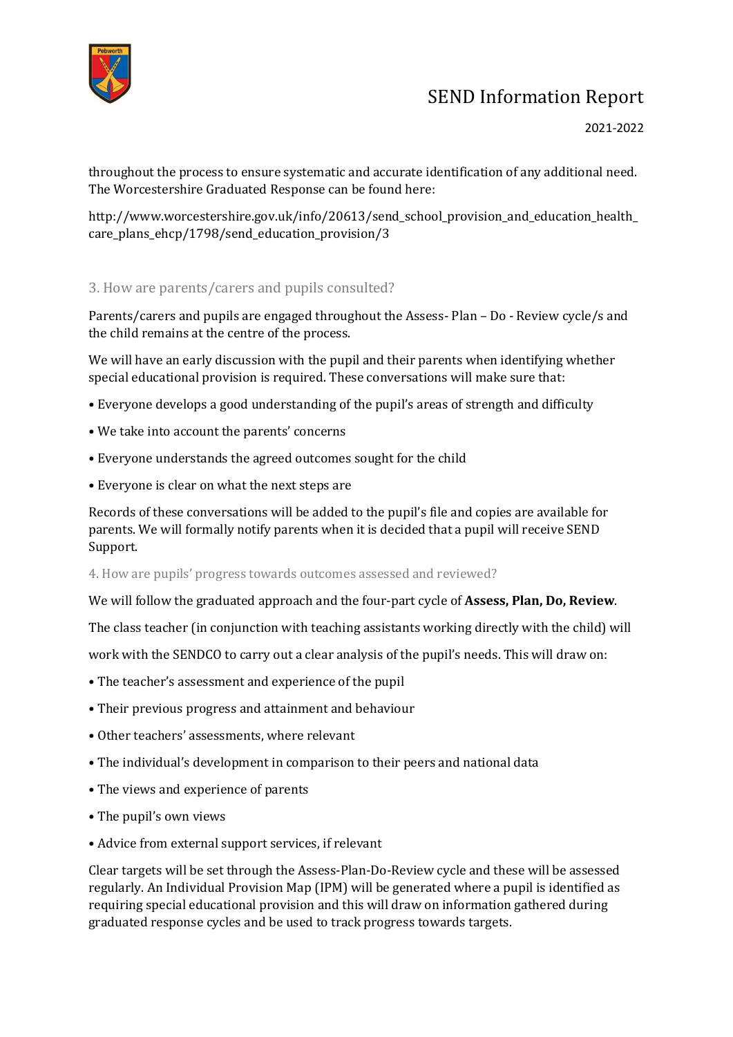throughout the process to ensure systematic and accurate identification of any additional need. The Worcestershire Graduated Response can be found here:

http://www.worcestershire.gov.uk/info/20613/send_school_provision_and_education_health_care_plans_ehcp/1798/send_education_provision/3

### 3. How are parents/carers and pupils consulted?

Parents/carers and pupils are engaged throughout the Assess- Plan – Do - Review cycle/s and the child remains at the centre of the process.

We will have an early discussion with the pupil and their parents when identifying whether special educational provision is required. These conversations will make sure that:

- Everyone develops a good understanding of the pupil's areas of strength and difficulty
- We take into account the parents' concerns
- Everyone understands the agreed outcomes sought for the child
- Everyone is clear on what the next steps are

Records of these conversations will be added to the pupil's file and copies are available for parents. We will formally notify parents when it is decided that a pupil will receive SEND Support.

### 4. How are pupils' progress towards outcomes assessed and reviewed?

We will follow the graduated approach and the four-part cycle of **Assess, Plan, Do, Review**.

The class teacher (in conjunction with teaching assistants working directly with the child) will work with the SENDCO to carry out a clear analysis of the pupil's needs. This will draw on:

- The teacher's assessment and experience of the pupil
- Their previous progress and attainment and behaviour
- Other teachers' assessments, where relevant
- The individual's development in comparison to their peers and national data
- The views and experience of parents
- The pupil's own views
- Advice from external support services, if relevant

Clear targets will be set through the Assess-Plan-Do-Review cycle and these will be assessed regularly. An Individual Provision Map (IPM) will be generated where a pupil is identified as requiring special educational provision and this will draw on information gathered during graduated response cycles and be used to track progress towards targets.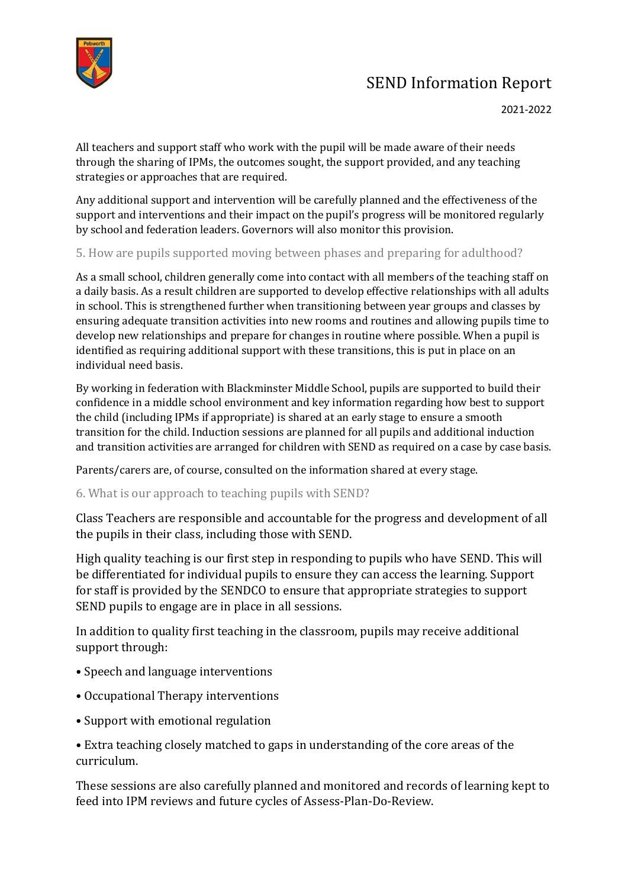All teachers and support staff who work with the pupil will be made aware of their needs through the sharing of IPMs, the outcomes sought, the support provided, and any teaching strategies or approaches that are required.

Any additional support and intervention will be carefully planned and the effectiveness of the support and interventions and their impact on the pupil's progress will be monitored regularly by school and federation leaders. Governors will also monitor this provision.

## 5. How are pupils supported moving between phases and preparing for adulthood?

As a small school, children generally come into contact with all members of the teaching staff on a daily basis. As a result children are supported to develop effective relationships with all adults in school. This is strengthened further when transitioning between year groups and classes by ensuring adequate transition activities into new rooms and routines and allowing pupils time to develop new relationships and prepare for changes in routine where possible. When a pupil is identified as requiring additional support with these transitions, this is put in place on an individual need basis.

By working in federation with Blackminster Middle School, pupils are supported to build their confidence in a middle school environment and key information regarding how best to support the child (including IPMs if appropriate) is shared at an early stage to ensure a smooth transition for the child. Induction sessions are planned for all pupils and additional induction and transition activities are arranged for children with SEND as required on a case by case basis.

Parents/carers are, of course, consulted on the information shared at every stage.

## 6. What is our approach to teaching pupils with SEND?

Class Teachers are responsible and accountable for the progress and development of all the pupils in their class, including those with SEND.

High quality teaching is our first step in responding to pupils who have SEND. This will be differentiated for individual pupils to ensure they can access the learning. Support for staff is provided by the SENDCO to ensure that appropriate strategies to support SEND pupils to engage are in place in all sessions.

In addition to quality first teaching in the classroom, pupils may receive additional support through:

- Speech and language interventions
- Occupational Therapy interventions
- Support with emotional regulation
- Extra teaching closely matched to gaps in understanding of the core areas of the curriculum.

These sessions are also carefully planned and monitored and records of learning kept to feed into IPM reviews and future cycles of Assess-Plan-Do-Review.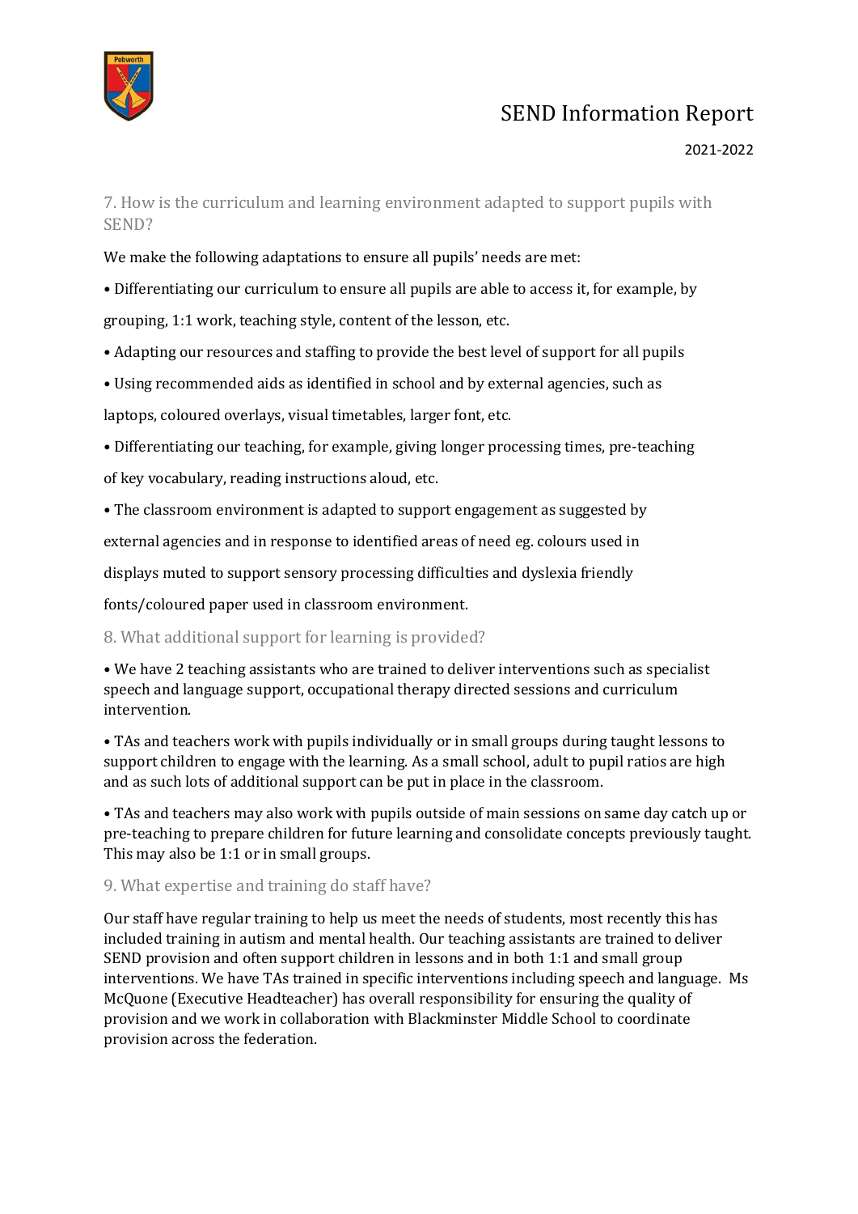## 7. How is the curriculum and learning environment adapted to support pupils with SEND?

We make the following adaptations to ensure all pupils' needs are met:

- Differentiating our curriculum to ensure all pupils are able to access it, for example, by grouping, 1:1 work, teaching style, content of the lesson, etc.
- Adapting our resources and staffing to provide the best level of support for all pupils
- Using recommended aids as identified in school and by external agencies, such as laptops, coloured overlays, visual timetables, larger font, etc.
- Differentiating our teaching, for example, giving longer processing times, pre-teaching of key vocabulary, reading instructions aloud, etc.
- The classroom environment is adapted to support engagement as suggested by external agencies and in response to identified areas of need eg. colours used in displays muted to support sensory processing difficulties and dyslexia friendly fonts/coloured paper used in classroom environment.

## 8. What additional support for learning is provided?

- We have 2 teaching assistants who are trained to deliver interventions such as specialist speech and language support, occupational therapy directed sessions and curriculum intervention.
- TAs and teachers work with pupils individually or in small groups during taught lessons to support children to engage with the learning. As a small school, adult to pupil ratios are high and as such lots of additional support can be put in place in the classroom.
- TAs and teachers may also work with pupils outside of main sessions on same day catch up or pre-teaching to prepare children for future learning and consolidate concepts previously taught. This may also be 1:1 or in small groups.

## 9. What expertise and training do staff have?

Our staff have regular training to help us meet the needs of students, most recently this has included training in autism and mental health. Our teaching assistants are trained to deliver SEND provision and often support children in lessons and in both 1:1 and small group interventions. We have TAs trained in specific interventions including speech and language. Ms McQuone (Executive Headteacher) has overall responsibility for ensuring the quality of provision and we work in collaboration with Blackminster Middle School to coordinate provision across the federation.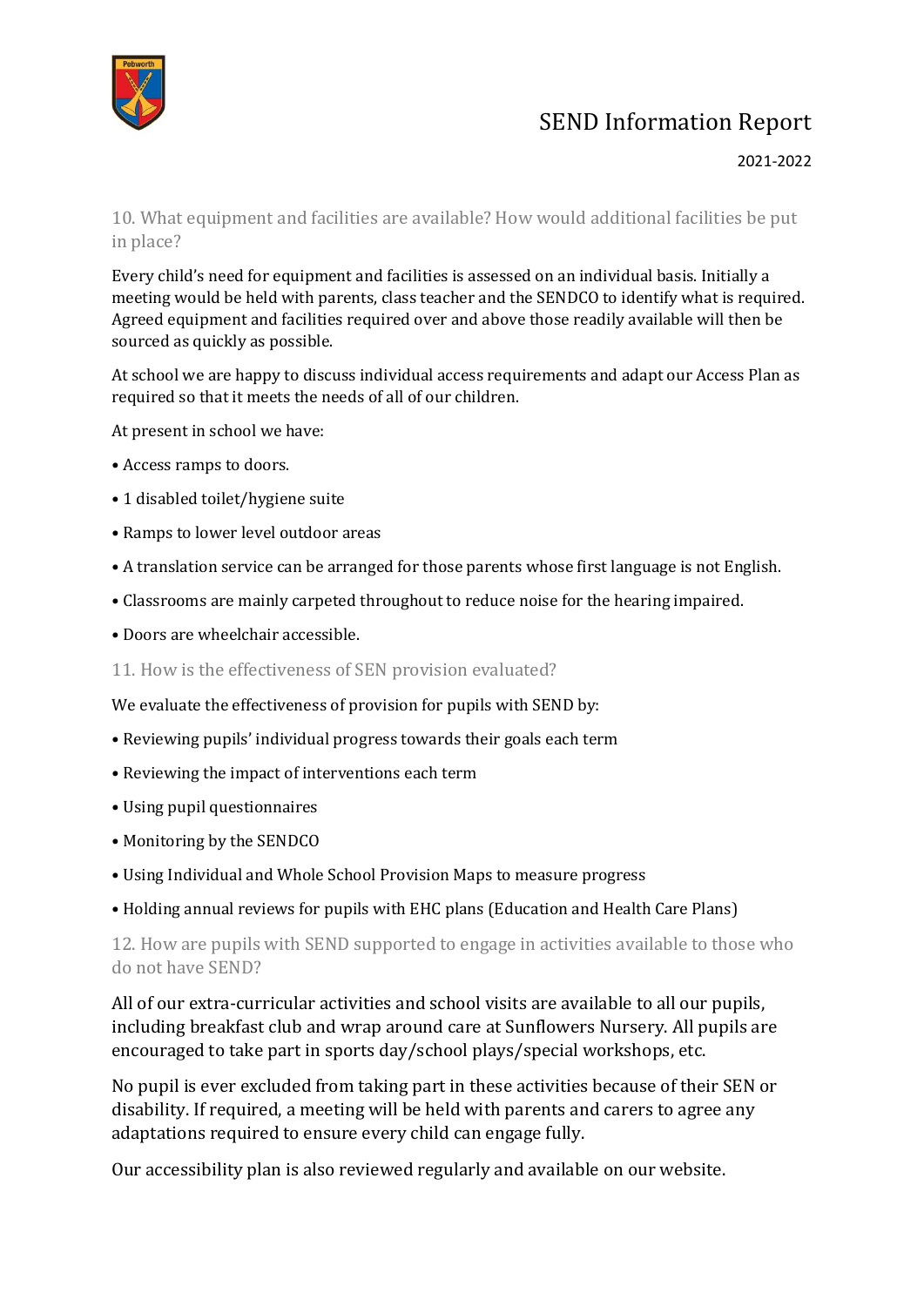## 10. What equipment and facilities are available? How would additional facilities be put in place?

Every child's need for equipment and facilities is assessed on an individual basis. Initially a meeting would be held with parents, class teacher and the SENDCO to identify what is required. Agreed equipment and facilities required over and above those readily available will then be sourced as quickly as possible.

At school we are happy to discuss individual access requirements and adapt our Access Plan as required so that it meets the needs of all of our children.

At present in school we have:

- Access ramps to doors.
- 1 disabled toilet/hygiene suite
- Ramps to lower level outdoor areas
- A translation service can be arranged for those parents whose first language is not English.
- Classrooms are mainly carpeted throughout to reduce noise for the hearing impaired.
- Doors are wheelchair accessible.

## 11. How is the effectiveness of SEN provision evaluated?

We evaluate the effectiveness of provision for pupils with SEND by:

- Reviewing pupils' individual progress towards their goals each term
- Reviewing the impact of interventions each term
- Using pupil questionnaires
- Monitoring by the SENDCO
- Using Individual and Whole School Provision Maps to measure progress
- Holding annual reviews for pupils with EHC plans (Education and Health Care Plans)

## 12. How are pupils with SEND supported to engage in activities available to those who do not have SEND?

All of our extra-curricular activities and school visits are available to all our pupils, including breakfast club and wrap around care at Sunflowers Nursery. All pupils are encouraged to take part in sports day/school plays/special workshops, etc.

No pupil is ever excluded from taking part in these activities because of their SEN or disability. If required, a meeting will be held with parents and carers to agree any adaptations required to ensure every child can engage fully.

Our accessibility plan is also reviewed regularly and available on our website.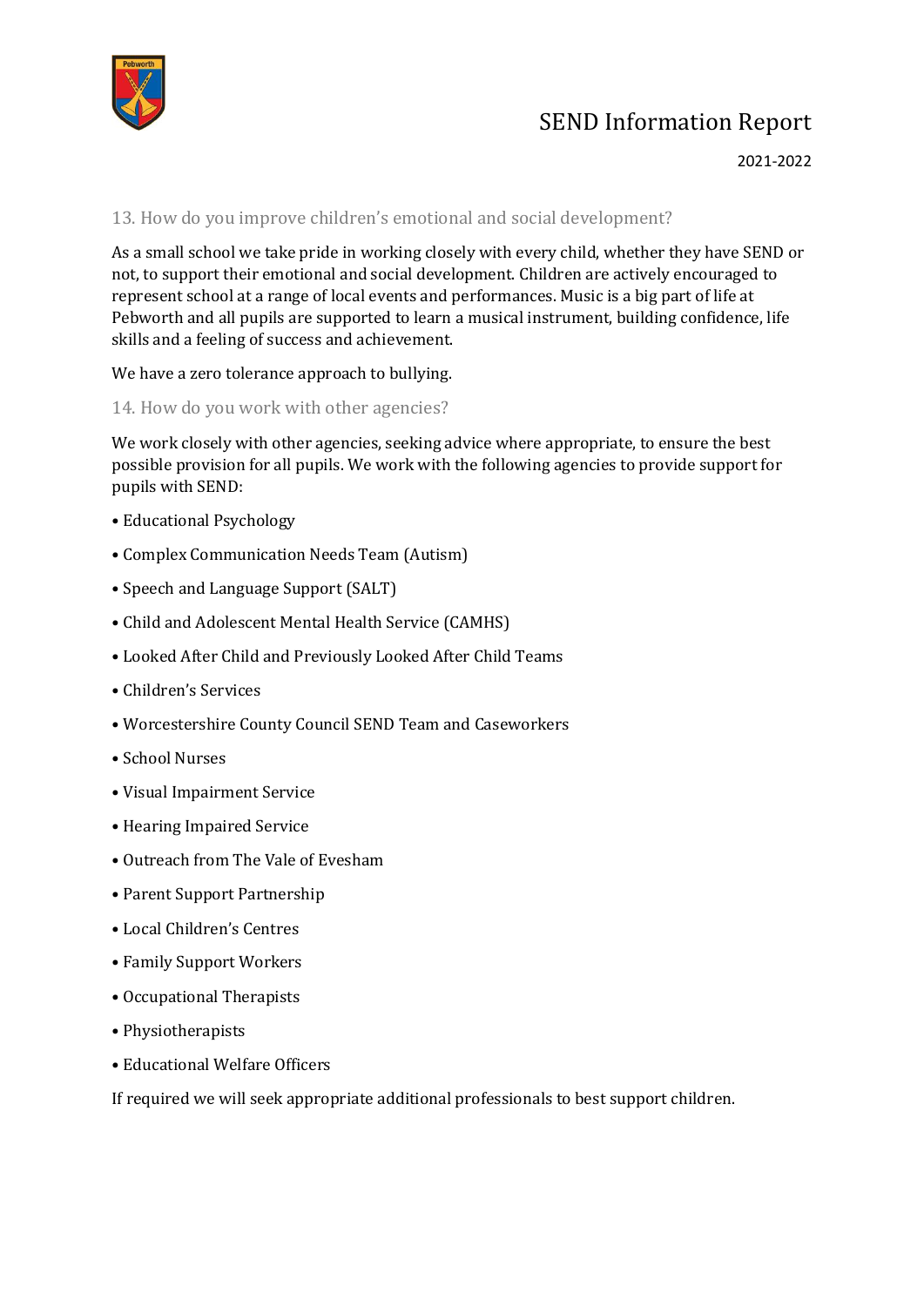## 13. How do you improve children's emotional and social development?

As a small school we take pride in working closely with every child, whether they have SEND or not, to support their emotional and social development. Children are actively encouraged to represent school at a range of local events and performances. Music is a big part of life at Pebworth and all pupils are supported to learn a musical instrument, building confidence, life skills and a feeling of success and achievement.

We have a zero tolerance approach to bullying.

## 14. How do you work with other agencies?

We work closely with other agencies, seeking advice where appropriate, to ensure the best possible provision for all pupils. We work with the following agencies to provide support for pupils with SEND:

- Educational Psychology
- Complex Communication Needs Team (Autism)
- Speech and Language Support (SALT)
- Child and Adolescent Mental Health Service (CAMHS)
- Looked After Child and Previously Looked After Child Teams
- Children's Services
- Worcestershire County Council SEND Team and Caseworkers
- School Nurses
- Visual Impairment Service
- Hearing Impaired Service
- Outreach from The Vale of Evesham
- Parent Support Partnership
- Local Children's Centres
- Family Support Workers
- Occupational Therapists
- Physiotherapists
- Educational Welfare Officers

If required we will seek appropriate additional professionals to best support children.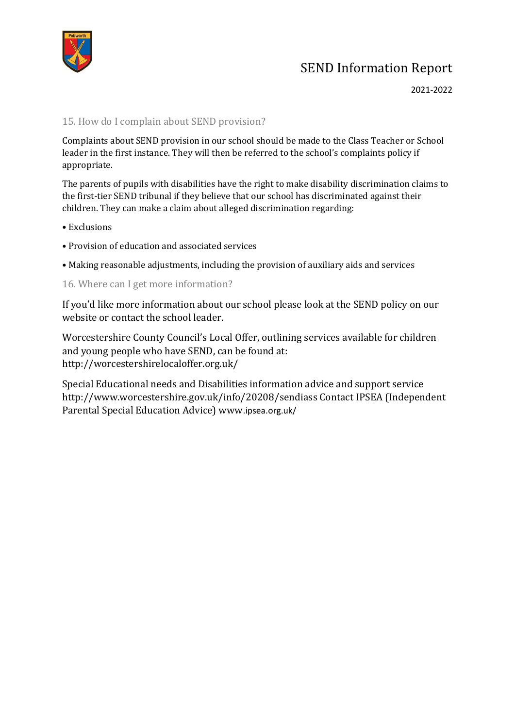## 15. How do I complain about SEND provision?

Complaints about SEND provision in our school should be made to the Class Teacher or School leader in the first instance. They will then be referred to the school's complaints policy if appropriate.

The parents of pupils with disabilities have the right to make disability discrimination claims to the first-tier SEND tribunal if they believe that our school has discriminated against their children. They can make a claim about alleged discrimination regarding:

- Exclusions
- Provision of education and associated services
- Making reasonable adjustments, including the provision of auxiliary aids and services

## 16. Where can I get more information?

If you'd like more information about our school please look at the SEND policy on our website or contact the school leader.

Worcestershire County Council's Local Offer, outlining services available for children and young people who have SEND, can be found at: http://worcestershirelocaloffer.org.uk/

Special Educational needs and Disabilities information advice and support service http://www.worcestershire.gov.uk/info/20208/sendiass Contact IPSEA (Independent Parental Special Education Advice) www.ipsea.org.uk/